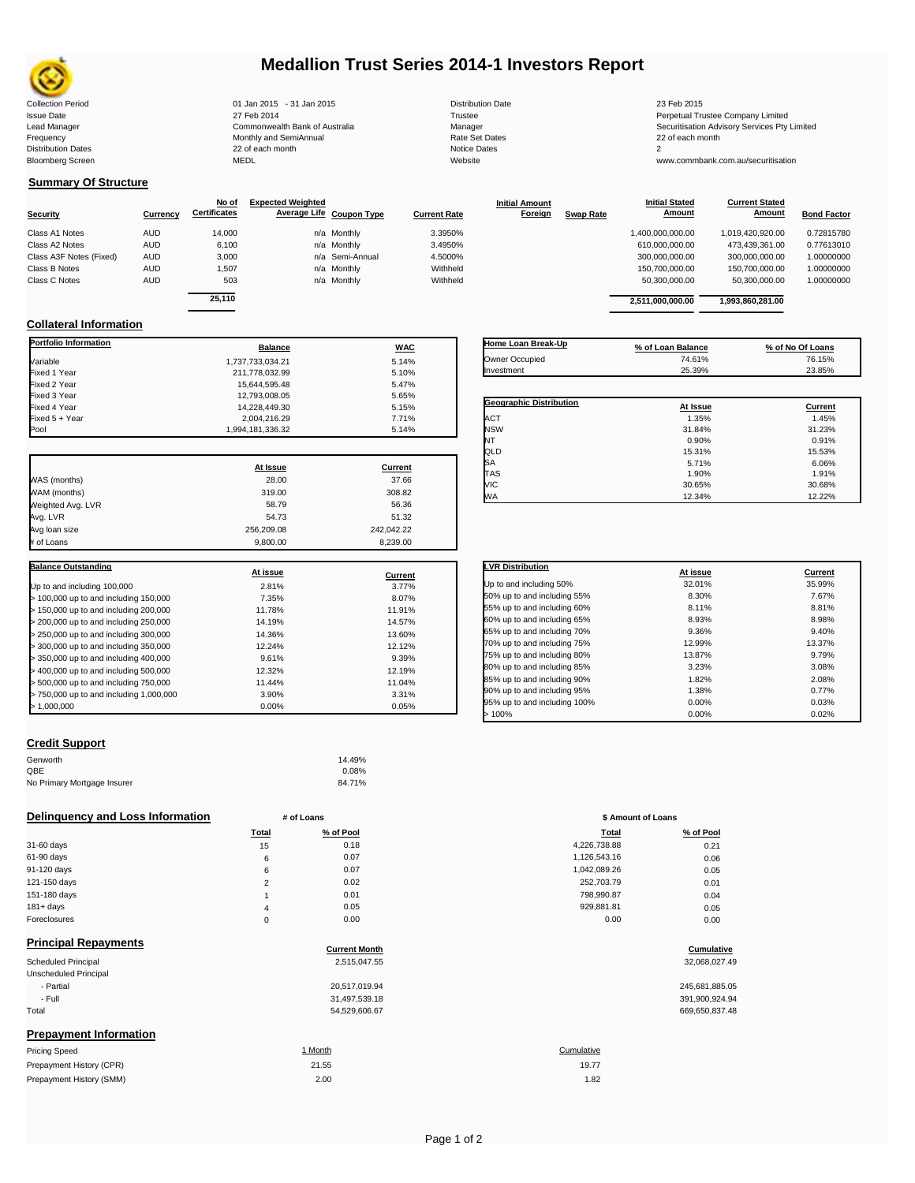# Medallion Trust Series 2014-1 Investors Report

| | | | |
|---|---|---|---|
| Collection Period | 01 Jan 2015 - 31 Jan 2015 | Distribution Date | 23 Feb 2015 |
| Issue Date | 27 Feb 2014 | Trustee | Perpetual Trustee Company Limited |
| Lead Manager | Commonwealth Bank of Australia | Manager | Securitisation Advisory Services Pty Limited |
| Frequency | Monthly and SemiAnnual | Rate Set Dates | 22 of each month |
| Distribution Dates | 22 of each month | Notice Dates | 2 |
| Bloomberg Screen | MEDL | Website | www.commbank.com.au/securitisation |

## Summary Of Structure

| Security | Currency | No of Certificates | Expected Weighted Average Life | Coupon Type | Current Rate | Initial Amount Foreign | Swap Rate | Initial Stated Amount | Current Stated Amount | Bond Factor |
|---|---|---|---|---|---|---|---|---|---|---|
| Class A1 Notes | AUD | 14,000 | n/a | Monthly | 3.3950% | | | 1,400,000,000.00 | 1,019,420,920.00 | 0.72815780 |
| Class A2 Notes | AUD | 6,100 | n/a | Monthly | 3.4950% | | | 610,000,000.00 | 473,439,361.00 | 0.77613010 |
| Class A3F Notes (Fixed) | AUD | 3,000 | n/a | Semi-Annual | 4.5000% | | | 300,000,000.00 | 300,000,000.00 | 1.00000000 |
| Class B Notes | AUD | 1,507 | n/a | Monthly | Withheld | | | 150,700,000.00 | 150,700,000.00 | 1.00000000 |
| Class C Notes | AUD | 503 | n/a | Monthly | Withheld | | | 50,300,000.00 | 50,300,000.00 | 1.00000000 |
| | | 25,110 | | | | | | 2,511,000,000.00 | 1,993,860,281.00 | |

## Collateral Information

| Portfolio Information | Balance | WAC |
|---|---|---|
| Variable | 1,737,733,034.21 | 5.14% |
| Fixed 1 Year | 211,778,032.99 | 5.10% |
| Fixed 2 Year | 15,644,595.48 | 5.47% |
| Fixed 3 Year | 12,793,008.05 | 5.65% |
| Fixed 4 Year | 14,228,449.30 | 5.15% |
| Fixed 5 + Year | 2,004,216.29 | 7.71% |
| Pool | 1,994,181,336.32 | 5.14% |

| | At Issue | Current |
|---|---|---|
| WAS (months) | 28.00 | 37.66 |
| WAM (months) | 319.00 | 308.82 |
| Weighted Avg. LVR | 58.79 | 56.36 |
| Avg. LVR | 54.73 | 51.32 |
| Avg loan size | 256,209.08 | 242,042.22 |
| # of Loans | 9,800.00 | 8,239.00 |

| Balance Outstanding | At issue | Current |
|---|---|---|
| Up to and including 100,000 | 2.81% | 3.77% |
| > 100,000 up to and including 150,000 | 7.35% | 8.07% |
| > 150,000 up to and including 200,000 | 11.78% | 11.91% |
| > 200,000 up to and including 250,000 | 14.19% | 14.57% |
| > 250,000 up to and including 300,000 | 14.36% | 13.60% |
| > 300,000 up to and including 350,000 | 12.24% | 12.12% |
| > 350,000 up to and including 400,000 | 9.61% | 9.39% |
| > 400,000 up to and including 500,000 | 12.32% | 12.19% |
| > 500,000 up to and including 750,000 | 11.44% | 11.04% |
| > 750,000 up to and including 1,000,000 | 3.90% | 3.31% |
| > 1,000,000 | 0.00% | 0.05% |

| Home Loan Break-Up | % of Loan Balance | % of No Of Loans |
|---|---|---|
| Owner Occupied | 74.61% | 76.15% |
| Investment | 25.39% | 23.85% |

| Geographic Distribution | At Issue | Current |
|---|---|---|
| ACT | 1.35% | 1.45% |
| NSW | 31.84% | 31.23% |
| NT | 0.90% | 0.91% |
| QLD | 15.31% | 15.53% |
| SA | 5.71% | 6.06% |
| TAS | 1.90% | 1.91% |
| VIC | 30.65% | 30.68% |
| WA | 12.34% | 12.22% |

| LVR Distribution | At issue | Current |
|---|---|---|
| Up to and including 50% | 32.01% | 35.99% |
| 50% up to and including 55% | 8.30% | 7.67% |
| 55% up to and including 60% | 8.11% | 8.81% |
| 60% up to and including 65% | 8.93% | 8.98% |
| 65% up to and including 70% | 9.36% | 9.40% |
| 70% up to and including 75% | 12.99% | 13.37% |
| 75% up to and including 80% | 13.87% | 9.79% |
| 80% up to and including 85% | 3.23% | 3.08% |
| 85% up to and including 90% | 1.82% | 2.08% |
| 90% up to and including 95% | 1.38% | 0.77% |
| 95% up to and including 100% | 0.00% | 0.03% |
| > 100% | 0.00% | 0.02% |

## Credit Support

| | |
|---|---|
| Genworth | 14.49% |
| QBE | 0.08% |
| No Primary Mortgage Insurer | 84.71% |

## Delinquency and Loss Information

| | # of Loans Total | # of Loans % of Pool | $ Amount of Loans Total | $ Amount of Loans % of Pool |
|---|---|---|---|---|
| 31-60 days | 15 | 0.18 | 4,226,738.88 | 0.21 |
| 61-90 days | 6 | 0.07 | 1,126,543.16 | 0.06 |
| 91-120 days | 6 | 0.07 | 1,042,089.26 | 0.05 |
| 121-150 days | 2 | 0.02 | 252,703.79 | 0.01 |
| 151-180 days | 1 | 0.01 | 798,990.87 | 0.04 |
| 181+ days | 4 | 0.05 | 929,881.81 | 0.05 |
| Foreclosures | 0 | 0.00 | 0.00 | 0.00 |

## Principal Repayments

| | Current Month | Cumulative |
|---|---|---|
| Scheduled Principal | 2,515,047.55 | 32,068,027.49 |
| Unscheduled Principal | | |
| - Partial | 20,517,019.94 | 245,681,885.05 |
| - Full | 31,497,539.18 | 391,900,924.94 |
| Total | 54,529,606.67 | 669,650,837.48 |

## Prepayment Information

| Pricing Speed | 1 Month | Cumulative |
|---|---|---|
| Prepayment History (CPR) | 21.55 | 19.77 |
| Prepayment History (SMM) | 2.00 | 1.82 |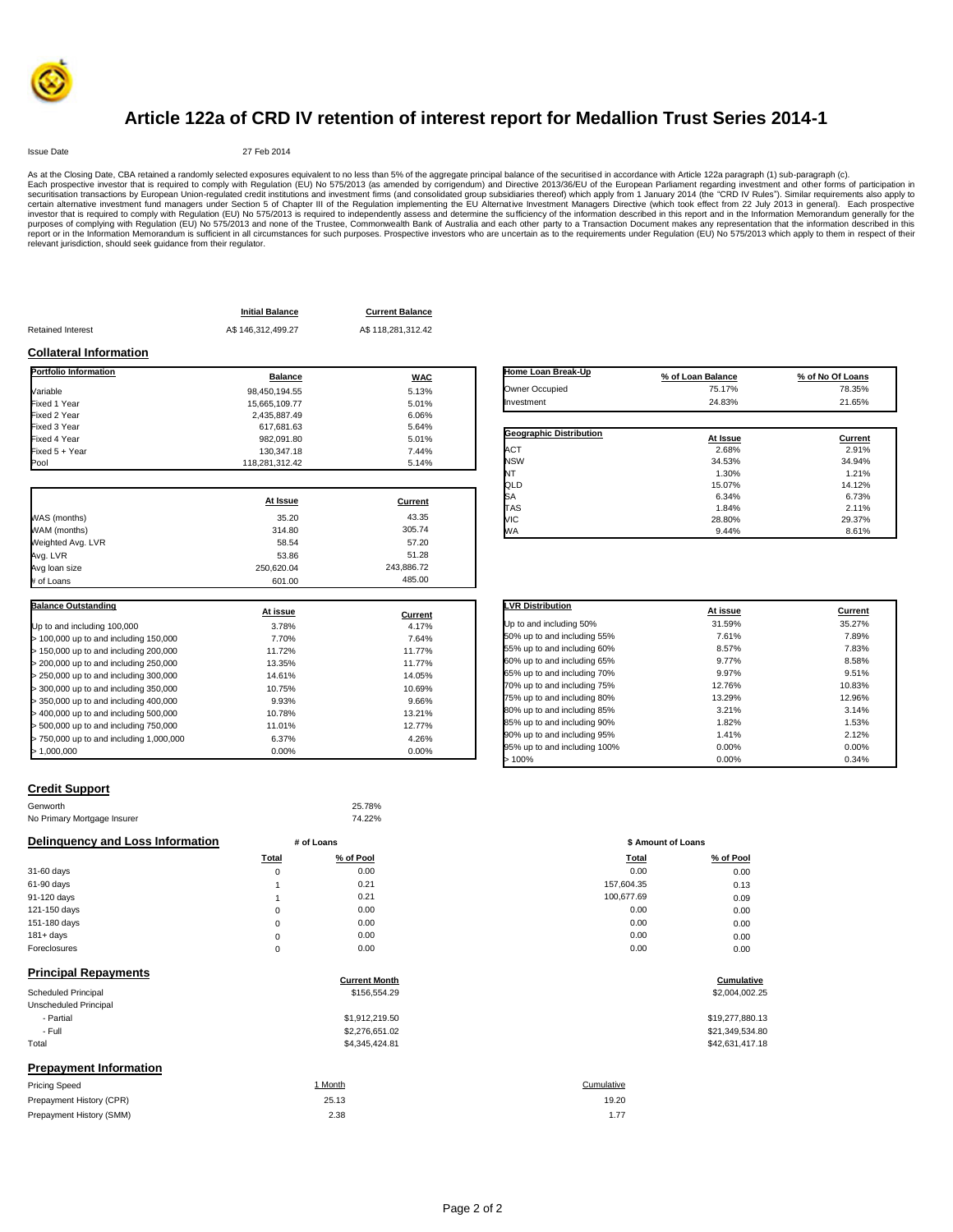# Article 122a of CRD IV retention of interest report for Medallion Trust Series 2014-1

Issue Date 27 Feb 2014

As at the Closing Date, CBA retained a randomly selected exposures equivalent to no less than 5% of the aggregate principal balance of the securitised in accordance with Article 122a paragraph (1) sub-paragraph (c). Each prospective investor that is required to comply with Regulation (EU) No 575/2013 (as amended by corrigendum) and Directive 2013/36/EU of the European Parliament regarding investment and other forms of participation in securitisation transactions by European Union-regulated credit institutions and investment firms (and consolidated group subsidiaries thereof) which apply from 1 January 2014 (the "CRD IV Rules"). Similar requirements also apply to certain alternative investment fund managers under Section 5 of Chapter III of the Regulation implementing the EU Alternative Investment Managers Directive (which took effect from 22 July 2013 in general). Each prospective investor that is required to comply with Regulation (EU) No 575/2013 is required to independently assess and determine the sufficiency of the information described in this report and in the Information Memorandum generally for the purposes of complying with Regulation (EU) No 575/2013 and none of the Trustee, Commonwealth Bank of Australia and each other party to a Transaction Document makes any representation that the information described in this report or in the Information Memorandum is sufficient in all circumstances for such purposes. Prospective investors who are uncertain as to the requirements under Regulation (EU) No 575/2013 which apply to them in respect of their relevant jurisdiction, should seek guidance from their regulator.

| | Initial Balance | Current Balance |
|---|---|---|
| Retained Interest | A$ 146,312,499.27 | A$ 118,281,312.42 |

## Collateral Information

| Portfolio Information | Balance | WAC |
|---|---|---|
| Variable | 98,450,194.55 | 5.13% |
| Fixed 1 Year | 15,665,109.77 | 5.01% |
| Fixed 2 Year | 2,435,887.49 | 6.06% |
| Fixed 3 Year | 617,681.63 | 5.64% |
| Fixed 4 Year | 982,091.80 | 5.01% |
| Fixed 5 + Year | 130,347.18 | 7.44% |
| Pool | 118,281,312.42 | 5.14% |

| | At Issue | Current |
|---|---|---|
| WAS (months) | 35.20 | 43.35 |
| WAM (months) | 314.80 | 305.74 |
| Weighted Avg. LVR | 58.54 | 57.20 |
| Avg. LVR | 53.86 | 51.28 |
| Avg loan size | 250,620.04 | 243,886.72 |
| # of Loans | 601.00 | 485.00 |

| Balance Outstanding | At issue | Current |
|---|---|---|
| Up to and including 100,000 | 3.78% | 4.17% |
| > 100,000 up to and including 150,000 | 7.70% | 7.64% |
| > 150,000 up to and including 200,000 | 11.72% | 11.77% |
| > 200,000 up to and including 250,000 | 13.35% | 11.77% |
| > 250,000 up to and including 300,000 | 14.61% | 14.05% |
| > 300,000 up to and including 350,000 | 10.75% | 10.69% |
| > 350,000 up to and including 400,000 | 9.93% | 9.66% |
| > 400,000 up to and including 500,000 | 10.78% | 13.21% |
| > 500,000 up to and including 750,000 | 11.01% | 12.77% |
| > 750,000 up to and including 1,000,000 | 6.37% | 4.26% |
| > 1,000,000 | 0.00% | 0.00% |

| Home Loan Break-Up | % of Loan Balance | % of No Of Loans |
|---|---|---|
| Owner Occupied | 75.17% | 78.35% |
| Investment | 24.83% | 21.65% |

| Geographic Distribution | At Issue | Current |
|---|---|---|
| ACT | 2.68% | 2.91% |
| NSW | 34.53% | 34.94% |
| NT | 1.30% | 1.21% |
| QLD | 15.07% | 14.12% |
| SA | 6.34% | 6.73% |
| TAS | 1.84% | 2.11% |
| VIC | 28.80% | 29.37% |
| WA | 9.44% | 8.61% |

| LVR Distribution | At issue | Current |
|---|---|---|
| Up to and including 50% | 31.59% | 35.27% |
| 50% up to and including 55% | 7.61% | 7.89% |
| 55% up to and including 60% | 8.57% | 7.83% |
| 60% up to and including 65% | 9.77% | 8.58% |
| 65% up to and including 70% | 9.97% | 9.51% |
| 70% up to and including 75% | 12.76% | 10.83% |
| 75% up to and including 80% | 13.29% | 12.96% |
| 80% up to and including 85% | 3.21% | 3.14% |
| 85% up to and including 90% | 1.82% | 1.53% |
| 90% up to and including 95% | 1.41% | 2.12% |
| 95% up to and including 100% | 0.00% | 0.00% |
| > 100% | 0.00% | 0.34% |

## Credit Support

| | |
|---|---|
| Genworth | 25.78% |
| No Primary Mortgage Insurer | 74.22% |

## Delinquency and Loss Information

| | # of Loans | | $ Amount of Loans | |
|---|---|---|---|---|
| | Total | % of Pool | Total | % of Pool |
| 31-60 days | 0 | 0.00 | 0.00 | 0.00 |
| 61-90 days | 1 | 0.21 | 157,604.35 | 0.13 |
| 91-120 days | 1 | 0.21 | 100,677.69 | 0.09 |
| 121-150 days | 0 | 0.00 | 0.00 | 0.00 |
| 151-180 days | 0 | 0.00 | 0.00 | 0.00 |
| 181+ days | 0 | 0.00 | 0.00 | 0.00 |
| Foreclosures | 0 | 0.00 | 0.00 | 0.00 |

## Principal Repayments

| | Current Month | Cumulative |
|---|---|---|
| Scheduled Principal | $156,554.29 | $2,004,002.25 |
| Unscheduled Principal | | |
| - Partial | $1,912,219.50 | $19,277,880.13 |
| - Full | $2,276,651.02 | $21,349,534.80 |
| Total | $4,345,424.81 | $42,631,417.18 |

## Prepayment Information

| Pricing Speed | 1 Month | Cumulative |
|---|---|---|
| Prepayment History (CPR) | 25.13 | 19.20 |
| Prepayment History (SMM) | 2.38 | 1.77 |